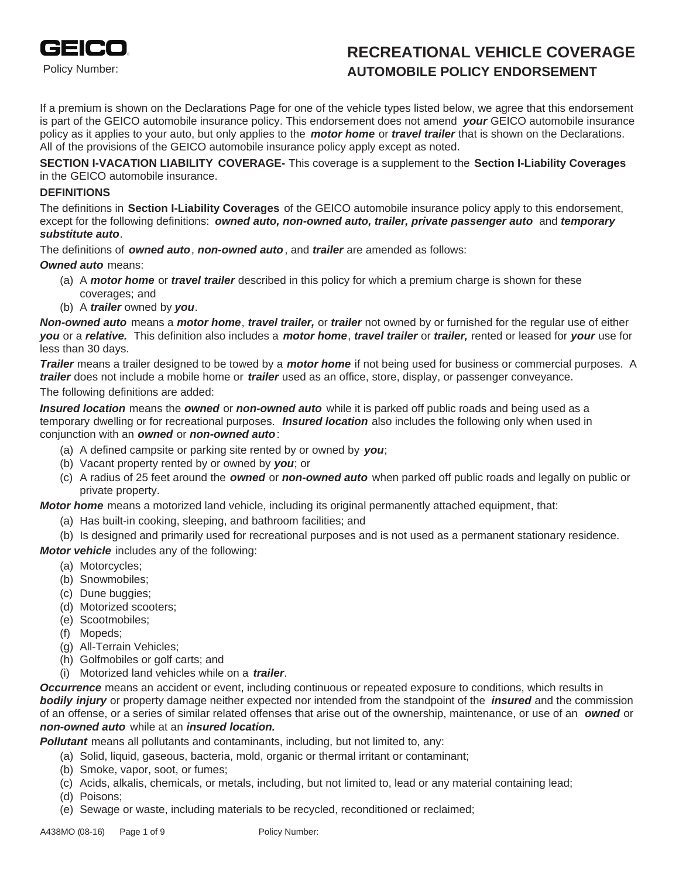GEICO

Policy Number:

# RECREATIONAL VEHICLE COVERAGE
## AUTOMOBILE POLICY ENDORSEMENT

If a premium is shown on the Declarations Page for one of the vehicle types listed below, we agree that this endorsement is part of the GEICO automobile insurance policy. This endorsement does not amend ***your*** GEICO automobile insurance policy as it applies to your auto, but only applies to the ***motor home*** or ***travel trailer*** that is shown on the Declarations. All of the provisions of the GEICO automobile insurance policy apply except as noted.

**SECTION I-VACATION LIABILITY COVERAGE-** This coverage is a supplement to the **Section I-Liability Coverages** in the GEICO automobile insurance.

**DEFINITIONS**

The definitions in **Section I-Liability Coverages** of the GEICO automobile insurance policy apply to this endorsement, except for the following definitions: ***owned auto, non-owned auto, trailer, private passenger auto*** and ***temporary substitute auto***.

The definitions of ***owned auto***, ***non-owned auto***, and ***trailer*** are amended as follows:

***Owned auto*** means:

(a) A ***motor home*** or ***travel trailer*** described in this policy for which a premium charge is shown for these coverages; and
(b) A ***trailer*** owned by ***you***.

***Non-owned auto*** means a ***motor home***, ***travel trailer,*** or ***trailer*** not owned by or furnished for the regular use of either ***you*** or a ***relative.*** This definition also includes a ***motor home***, ***travel trailer*** or ***trailer,*** rented or leased for ***your*** use for less than 30 days.

***Trailer*** means a trailer designed to be towed by a ***motor home*** if not being used for business or commercial purposes. A ***trailer*** does not include a mobile home or ***trailer*** used as an office, store, display, or passenger conveyance.

The following definitions are added:

***Insured location*** means the ***owned*** or ***non-owned auto*** while it is parked off public roads and being used as a temporary dwelling or for recreational purposes. ***Insured location*** also includes the following only when used in conjunction with an ***owned*** or ***non-owned auto***:

(a) A defined campsite or parking site rented by or owned by ***you***;
(b) Vacant property rented by or owned by ***you***; or
(c) A radius of 25 feet around the ***owned*** or ***non-owned auto*** when parked off public roads and legally on public or private property.

***Motor home*** means a motorized land vehicle, including its original permanently attached equipment, that:

(a) Has built-in cooking, sleeping, and bathroom facilities; and
(b) Is designed and primarily used for recreational purposes and is not used as a permanent stationary residence.

***Motor vehicle*** includes any of the following:

(a) Motorcycles;
(b) Snowmobiles;
(c) Dune buggies;
(d) Motorized scooters;
(e) Scootmobiles;
(f) Mopeds;
(g) All-Terrain Vehicles;
(h) Golfmobiles or golf carts; and
(i) Motorized land vehicles while on a ***trailer***.

***Occurrence*** means an accident or event, including continuous or repeated exposure to conditions, which results in ***bodily injury*** or property damage neither expected nor intended from the standpoint of the ***insured*** and the commission of an offense, or a series of similar related offenses that arise out of the ownership, maintenance, or use of an ***owned*** or ***non-owned auto*** while at an ***insured location.***

***Pollutant*** means all pollutants and contaminants, including, but not limited to, any:

(a) Solid, liquid, gaseous, bacteria, mold, organic or thermal irritant or contaminant;
(b) Smoke, vapor, soot, or fumes;
(c) Acids, alkalis, chemicals, or metals, including, but not limited to, lead or any material containing lead;
(d) Poisons;
(e) Sewage or waste, including materials to be recycled, reconditioned or reclaimed;

A438MO (08-16)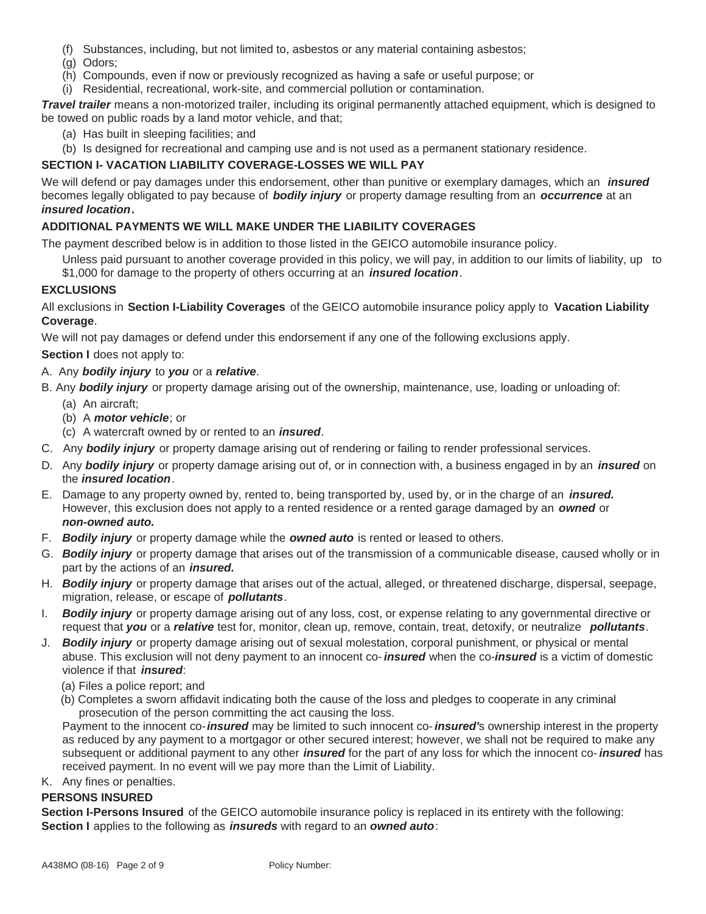(f) Substances, including, but not limited to, asbestos or any material containing asbestos;
(g) Odors;
(h) Compounds, even if now or previously recognized as having a safe or useful purpose; or
(i) Residential, recreational, work-site, and commercial pollution or contamination.

***Travel trailer*** means a non-motorized trailer, including its original permanently attached equipment, which is designed to be towed on public roads by a land motor vehicle, and that;

(a) Has built in sleeping facilities; and
(b) Is designed for recreational and camping use and is not used as a permanent stationary residence.

**SECTION I- VACATION LIABILITY COVERAGE-LOSSES WE WILL PAY**

We will defend or pay damages under this endorsement, other than punitive or exemplary damages, which an ***insured*** becomes legally obligated to pay because of ***bodily injury*** or property damage resulting from an ***occurrence*** at an ***insured location*.**

**ADDITIONAL PAYMENTS WE WILL MAKE UNDER THE LIABILITY COVERAGES**

The payment described below is in addition to those listed in the GEICO automobile insurance policy.

Unless paid pursuant to another coverage provided in this policy, we will pay, in addition to our limits of liability, up to $1,000 for damage to the property of others occurring at an ***insured location***.

**EXCLUSIONS**

All exclusions in **Section I-Liability Coverages** of the GEICO automobile insurance policy apply to **Vacation Liability Coverage**.

We will not pay damages or defend under this endorsement if any one of the following exclusions apply.

**Section I** does not apply to:

A. Any ***bodily injury*** to ***you*** or a ***relative***.

B. Any ***bodily injury*** or property damage arising out of the ownership, maintenance, use, loading or unloading of:
   (a) An aircraft;
   (b) A ***motor vehicle***; or
   (c) A watercraft owned by or rented to an ***insured***.

C. Any ***bodily injury*** or property damage arising out of rendering or failing to render professional services.

D. Any ***bodily injury*** or property damage arising out of, or in connection with, a business engaged in by an ***insured*** on the ***insured location***.

E. Damage to any property owned by, rented to, being transported by, used by, or in the charge of an ***insured.*** However, this exclusion does not apply to a rented residence or a rented garage damaged by an ***owned*** or ***non-owned auto.***

F. ***Bodily injury*** or property damage while the ***owned auto*** is rented or leased to others.

G. ***Bodily injury*** or property damage that arises out of the transmission of a communicable disease, caused wholly or in part by the actions of an ***insured.***

H. ***Bodily injury*** or property damage that arises out of the actual, alleged, or threatened discharge, dispersal, seepage, migration, release, or escape of ***pollutants***.

I. ***Bodily injury*** or property damage arising out of any loss, cost, or expense relating to any governmental directive or request that ***you*** or a ***relative*** test for, monitor, clean up, remove, contain, treat, detoxify, or neutralize ***pollutants***.

J. ***Bodily injury*** or property damage arising out of sexual molestation, corporal punishment, or physical or mental abuse. This exclusion will not deny payment to an innocent co-***insured*** when the co-***insured*** is a victim of domestic violence if that ***insured***:
   (a) Files a police report; and
   (b) Completes a sworn affidavit indicating both the cause of the loss and pledges to cooperate in any criminal prosecution of the person committing the act causing the loss.

   Payment to the innocent co-***insured*** may be limited to such innocent co-***insured'***s ownership interest in the property as reduced by any payment to a mortgagor or other secured interest; however, we shall not be required to make any subsequent or additional payment to any other ***insured*** for the part of any loss for which the innocent co-***insured*** has received payment. In no event will we pay more than the Limit of Liability.

K. Any fines or penalties.

**PERSONS INSURED**

**Section I-Persons Insured** of the GEICO automobile insurance policy is replaced in its entirety with the following:
**Section I** applies to the following as ***insureds*** with regard to an ***owned auto***:

A438MO (08-16) Policy Number: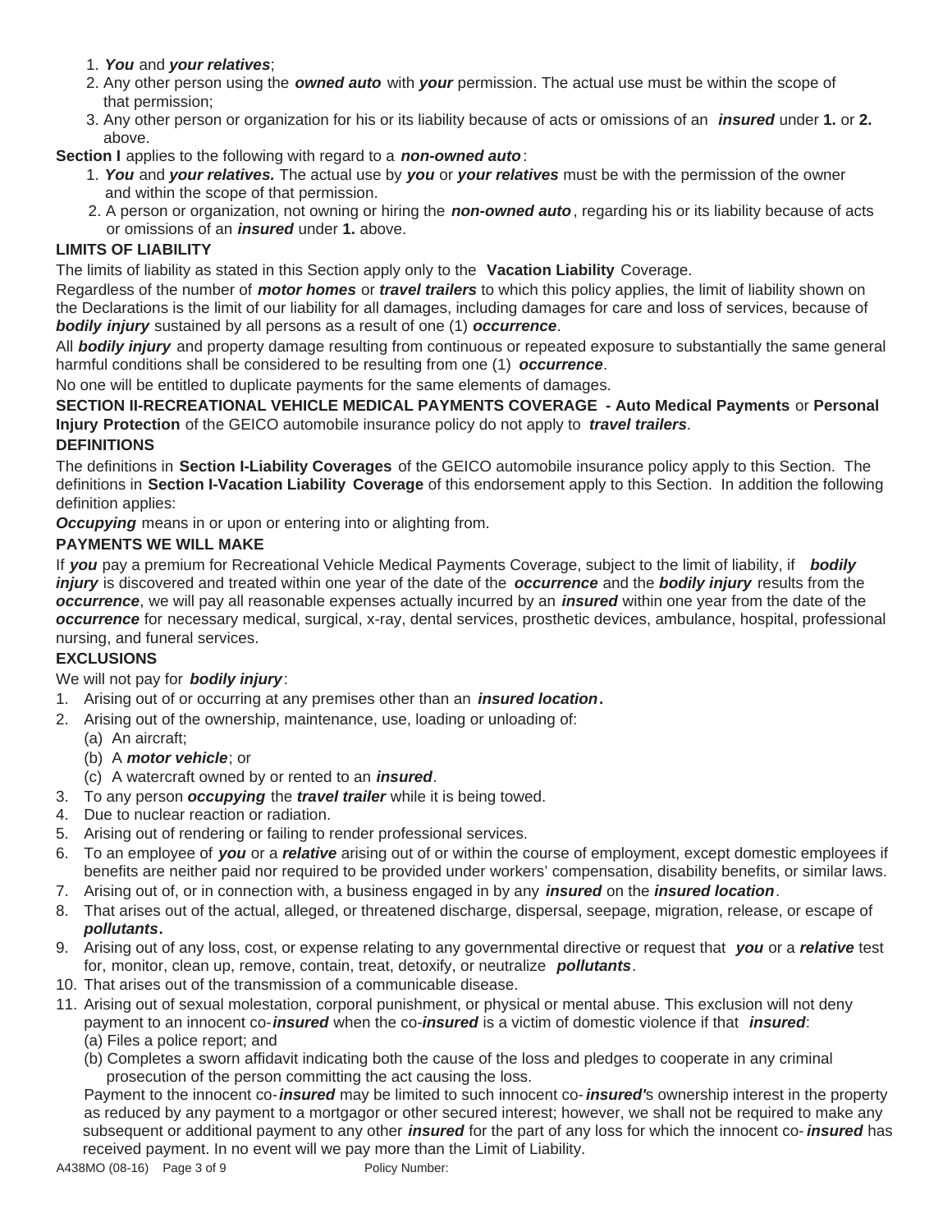1. ***You*** and ***your relatives***;
2. Any other person using the ***owned auto*** with ***your*** permission. The actual use must be within the scope of that permission;
3. Any other person or organization for his or its liability because of acts or omissions of an ***insured*** under **1.** or **2.** above.

**Section I** applies to the following with regard to a ***non-owned auto***:

1. ***You*** and ***your relatives.*** The actual use by ***you*** or ***your relatives*** must be with the permission of the owner and within the scope of that permission.
2. A person or organization, not owning or hiring the ***non-owned auto***, regarding his or its liability because of acts or omissions of an ***insured*** under **1.** above.

**LIMITS OF LIABILITY**

The limits of liability as stated in this Section apply only to the **Vacation Liability** Coverage.

Regardless of the number of ***motor homes*** or ***travel trailers*** to which this policy applies, the limit of liability shown on the Declarations is the limit of our liability for all damages, including damages for care and loss of services, because of ***bodily injury*** sustained by all persons as a result of one (1) ***occurrence***.

All ***bodily injury*** and property damage resulting from continuous or repeated exposure to substantially the same general harmful conditions shall be considered to be resulting from one (1) ***occurrence***.

No one will be entitled to duplicate payments for the same elements of damages.

**SECTION II-RECREATIONAL VEHICLE MEDICAL PAYMENTS COVERAGE - Auto Medical Payments** or **Personal Injury Protection** of the GEICO automobile insurance policy do not apply to ***travel trailers***.

**DEFINITIONS**

The definitions in **Section I-Liability Coverages** of the GEICO automobile insurance policy apply to this Section. The definitions in **Section I-Vacation Liability Coverage** of this endorsement apply to this Section. In addition the following definition applies:

***Occupying*** means in or upon or entering into or alighting from.

**PAYMENTS WE WILL MAKE**

If ***you*** pay a premium for Recreational Vehicle Medical Payments Coverage, subject to the limit of liability, if ***bodily injury*** is discovered and treated within one year of the date of the ***occurrence*** and the ***bodily injury*** results from the ***occurrence***, we will pay all reasonable expenses actually incurred by an ***insured*** within one year from the date of the ***occurrence*** for necessary medical, surgical, x-ray, dental services, prosthetic devices, ambulance, hospital, professional nursing, and funeral services.

**EXCLUSIONS**

We will not pay for ***bodily injury***:

1. Arising out of or occurring at any premises other than an ***insured location*.**
2. Arising out of the ownership, maintenance, use, loading or unloading of:
   (a) An aircraft;
   (b) A ***motor vehicle***; or
   (c) A watercraft owned by or rented to an ***insured***.
3. To any person ***occupying*** the ***travel trailer*** while it is being towed.
4. Due to nuclear reaction or radiation.
5. Arising out of rendering or failing to render professional services.
6. To an employee of ***you*** or a ***relative*** arising out of or within the course of employment, except domestic employees if benefits are neither paid nor required to be provided under workers' compensation, disability benefits, or similar laws.
7. Arising out of, or in connection with, a business engaged in by any ***insured*** on the ***insured location***.
8. That arises out of the actual, alleged, or threatened discharge, dispersal, seepage, migration, release, or escape of ***pollutants*.**
9. Arising out of any loss, cost, or expense relating to any governmental directive or request that ***you*** or a ***relative*** test for, monitor, clean up, remove, contain, treat, detoxify, or neutralize ***pollutants***.
10. That arises out of the transmission of a communicable disease.
11. Arising out of sexual molestation, corporal punishment, or physical or mental abuse. This exclusion will not deny payment to an innocent co-***insured*** when the co-***insured*** is a victim of domestic violence if that ***insured***:
    (a) Files a police report; and
    (b) Completes a sworn affidavit indicating both the cause of the loss and pledges to cooperate in any criminal prosecution of the person committing the act causing the loss.

    Payment to the innocent co-***insured*** may be limited to such innocent co-***insured'***s ownership interest in the property as reduced by any payment to a mortgagor or other secured interest; however, we shall not be required to make any subsequent or additional payment to any other ***insured*** for the part of any loss for which the innocent co-***insured*** has received payment. In no event will we pay more than the Limit of Liability.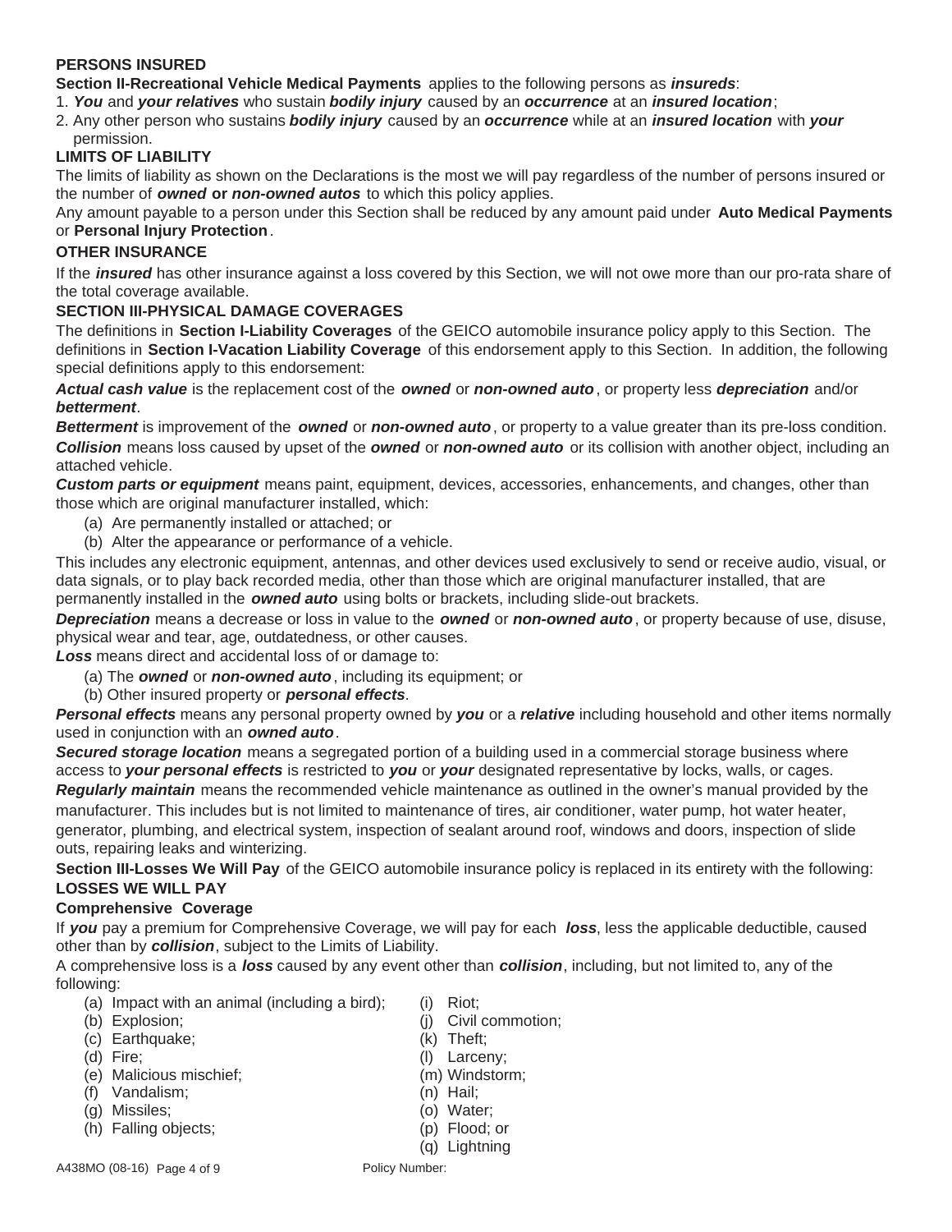**PERSONS INSURED**

**Section II-Recreational Vehicle Medical Payments** applies to the following persons as ***insureds***:

1. ***You*** and ***your relatives*** who sustain ***bodily injury*** caused by an ***occurrence*** at an ***insured location***;
2. Any other person who sustains ***bodily injury*** caused by an ***occurrence*** while at an ***insured location*** with ***your*** permission.

**LIMITS OF LIABILITY**

The limits of liability as shown on the Declarations is the most we will pay regardless of the number of persons insured or the number of ***owned*** **or** ***non-owned autos*** to which this policy applies.

Any amount payable to a person under this Section shall be reduced by any amount paid under **Auto Medical Payments** or **Personal Injury Protection**.

**OTHER INSURANCE**

If the ***insured*** has other insurance against a loss covered by this Section, we will not owe more than our pro-rata share of the total coverage available.

**SECTION III-PHYSICAL DAMAGE COVERAGES**

The definitions in **Section I-Liability Coverages** of the GEICO automobile insurance policy apply to this Section. The definitions in **Section I-Vacation Liability Coverage** of this endorsement apply to this Section. In addition, the following special definitions apply to this endorsement:

***Actual cash value*** is the replacement cost of the ***owned*** or ***non-owned auto***, or property less ***depreciation*** and/or ***betterment***.

***Betterment*** is improvement of the ***owned*** or ***non-owned auto***, or property to a value greater than its pre-loss condition.

***Collision*** means loss caused by upset of the ***owned*** or ***non-owned auto*** or its collision with another object, including an attached vehicle.

***Custom parts or equipment*** means paint, equipment, devices, accessories, enhancements, and changes, other than those which are original manufacturer installed, which:

(a) Are permanently installed or attached; or
(b) Alter the appearance or performance of a vehicle.

This includes any electronic equipment, antennas, and other devices used exclusively to send or receive audio, visual, or data signals, or to play back recorded media, other than those which are original manufacturer installed, that are permanently installed in the ***owned auto*** using bolts or brackets, including slide-out brackets.

***Depreciation*** means a decrease or loss in value to the ***owned*** or ***non-owned auto***, or property because of use, disuse, physical wear and tear, age, outdatedness, or other causes.

***Loss*** means direct and accidental loss of or damage to:

(a) The ***owned*** or ***non-owned auto***, including its equipment; or
(b) Other insured property or ***personal effects***.

***Personal effects*** means any personal property owned by ***you*** or a ***relative*** including household and other items normally used in conjunction with an ***owned auto***.

***Secured storage location*** means a segregated portion of a building used in a commercial storage business where access to ***your personal effects*** is restricted to ***you*** or ***your*** designated representative by locks, walls, or cages.

***Regularly maintain*** means the recommended vehicle maintenance as outlined in the owner's manual provided by the manufacturer. This includes but is not limited to maintenance of tires, air conditioner, water pump, hot water heater, generator, plumbing, and electrical system, inspection of sealant around roof, windows and doors, inspection of slide outs, repairing leaks and winterizing.

**Section III-Losses We Will Pay** of the GEICO automobile insurance policy is replaced in its entirety with the following:

**LOSSES WE WILL PAY**

**Comprehensive Coverage**

If ***you*** pay a premium for Comprehensive Coverage, we will pay for each ***loss***, less the applicable deductible, caused other than by ***collision***, subject to the Limits of Liability.

A comprehensive loss is a ***loss*** caused by any event other than ***collision***, including, but not limited to, any of the following:

(a) Impact with an animal (including a bird);
(b) Explosion;
(c) Earthquake;
(d) Fire;
(e) Malicious mischief;
(f) Vandalism;
(g) Missiles;
(h) Falling objects;
(i) Riot;
(j) Civil commotion;
(k) Theft;
(l) Larceny;
(m) Windstorm;
(n) Hail;
(o) Water;
(p) Flood; or
(q) Lightning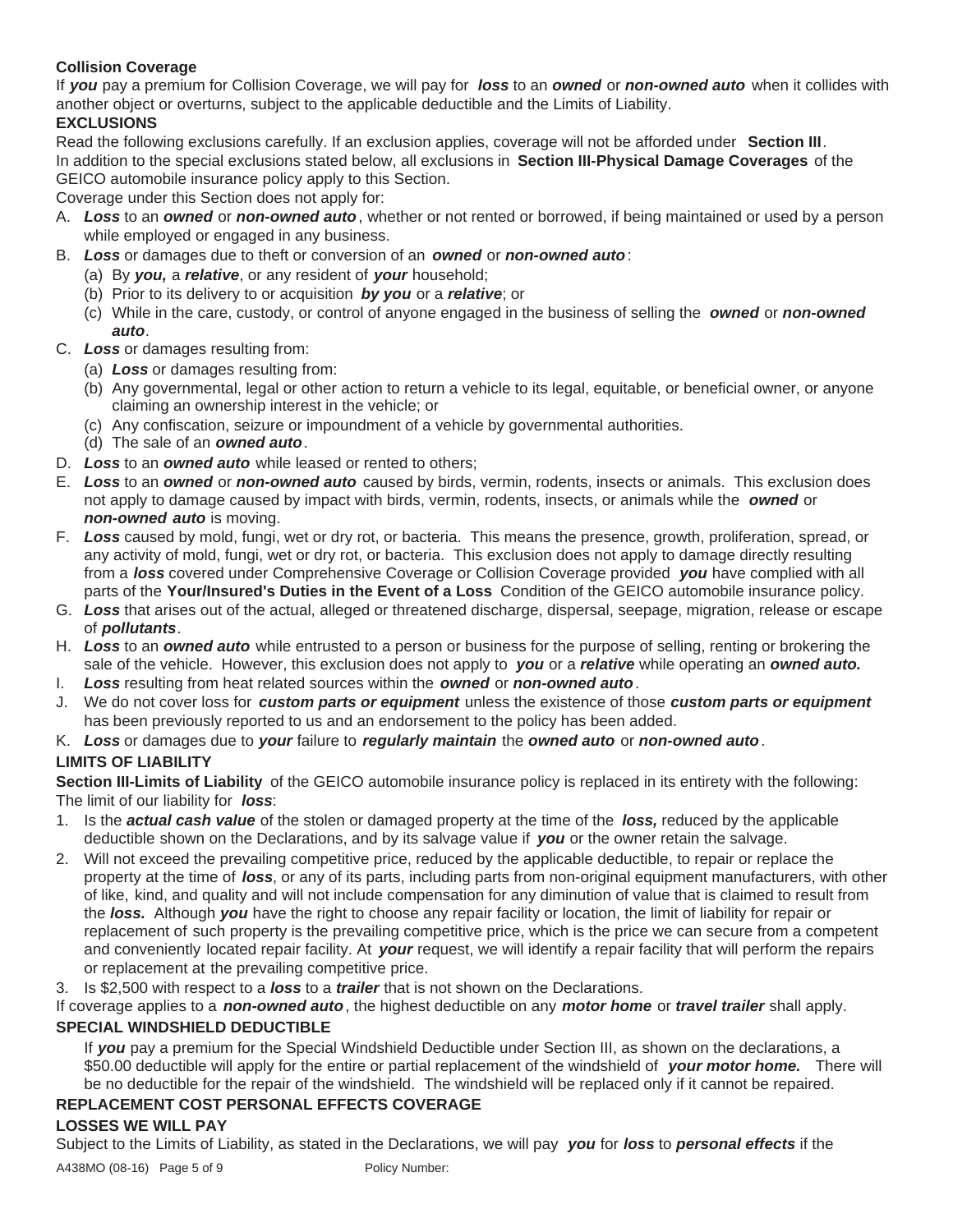**Collision Coverage**

If ***you*** pay a premium for Collision Coverage, we will pay for ***loss*** to an ***owned*** or ***non-owned auto*** when it collides with another object or overturns, subject to the applicable deductible and the Limits of Liability.

**EXCLUSIONS**

Read the following exclusions carefully. If an exclusion applies, coverage will not be afforded under **Section III**.

In addition to the special exclusions stated below, all exclusions in **Section III-Physical Damage Coverages** of the GEICO automobile insurance policy apply to this Section.

Coverage under this Section does not apply for:

A. ***Loss*** to an ***owned*** or ***non-owned auto***, whether or not rented or borrowed, if being maintained or used by a person while employed or engaged in any business.

B. ***Loss*** or damages due to theft or conversion of an ***owned*** or ***non-owned auto***:
   - (a) By ***you,*** a ***relative***, or any resident of ***your*** household;
   - (b) Prior to its delivery to or acquisition ***by you*** or a ***relative***; or
   - (c) While in the care, custody, or control of anyone engaged in the business of selling the ***owned*** or ***non-owned auto***.

C. ***Loss*** or damages resulting from:
   - (a) ***Loss*** or damages resulting from:
   - (b) Any governmental, legal or other action to return a vehicle to its legal, equitable, or beneficial owner, or anyone claiming an ownership interest in the vehicle; or
   - (c) Any confiscation, seizure or impoundment of a vehicle by governmental authorities.
   - (d) The sale of an ***owned auto***.

D. ***Loss*** to an ***owned auto*** while leased or rented to others;

E. ***Loss*** to an ***owned*** or ***non-owned auto*** caused by birds, vermin, rodents, insects or animals. This exclusion does not apply to damage caused by impact with birds, vermin, rodents, insects, or animals while the ***owned*** or ***non-owned auto*** is moving.

F. ***Loss*** caused by mold, fungi, wet or dry rot, or bacteria. This means the presence, growth, proliferation, spread, or any activity of mold, fungi, wet or dry rot, or bacteria. This exclusion does not apply to damage directly resulting from a ***loss*** covered under Comprehensive Coverage or Collision Coverage provided ***you*** have complied with all parts of the **Your/Insured's Duties in the Event of a Loss** Condition of the GEICO automobile insurance policy.

G. ***Loss*** that arises out of the actual, alleged or threatened discharge, dispersal, seepage, migration, release or escape of ***pollutants***.

H. ***Loss*** to an ***owned auto*** while entrusted to a person or business for the purpose of selling, renting or brokering the sale of the vehicle. However, this exclusion does not apply to ***you*** or a ***relative*** while operating an ***owned auto.***

I. ***Loss*** resulting from heat related sources within the ***owned*** or ***non-owned auto***.

J. We do not cover loss for ***custom parts or equipment*** unless the existence of those ***custom parts or equipment*** has been previously reported to us and an endorsement to the policy has been added.

K. ***Loss*** or damages due to ***your*** failure to ***regularly maintain*** the ***owned auto*** or ***non-owned auto***.

**LIMITS OF LIABILITY**

**Section III-Limits of Liability** of the GEICO automobile insurance policy is replaced in its entirety with the following:

The limit of our liability for ***loss***:

1. Is the ***actual cash value*** of the stolen or damaged property at the time of the ***loss,*** reduced by the applicable deductible shown on the Declarations, and by its salvage value if ***you*** or the owner retain the salvage.
2. Will not exceed the prevailing competitive price, reduced by the applicable deductible, to repair or replace the property at the time of ***loss***, or any of its parts, including parts from non-original equipment manufacturers, with other of like, kind, and quality and will not include compensation for any diminution of value that is claimed to result from the ***loss.*** Although ***you*** have the right to choose any repair facility or location, the limit of liability for repair or replacement of such property is the prevailing competitive price, which is the price we can secure from a competent and conveniently located repair facility. At ***your*** request, we will identify a repair facility that will perform the repairs or replacement at the prevailing competitive price.
3. Is $2,500 with respect to a ***loss*** to a ***trailer*** that is not shown on the Declarations.

If coverage applies to a ***non-owned auto***, the highest deductible on any ***motor home*** or ***travel trailer*** shall apply.

**SPECIAL WINDSHIELD DEDUCTIBLE**

If ***you*** pay a premium for the Special Windshield Deductible under Section III, as shown on the declarations, a $50.00 deductible will apply for the entire or partial replacement of the windshield of ***your motor home.*** There will be no deductible for the repair of the windshield. The windshield will be replaced only if it cannot be repaired.

**REPLACEMENT COST PERSONAL EFFECTS COVERAGE**

**LOSSES WE WILL PAY**

Subject to the Limits of Liability, as stated in the Declarations, we will pay ***you*** for ***loss*** to ***personal effects*** if the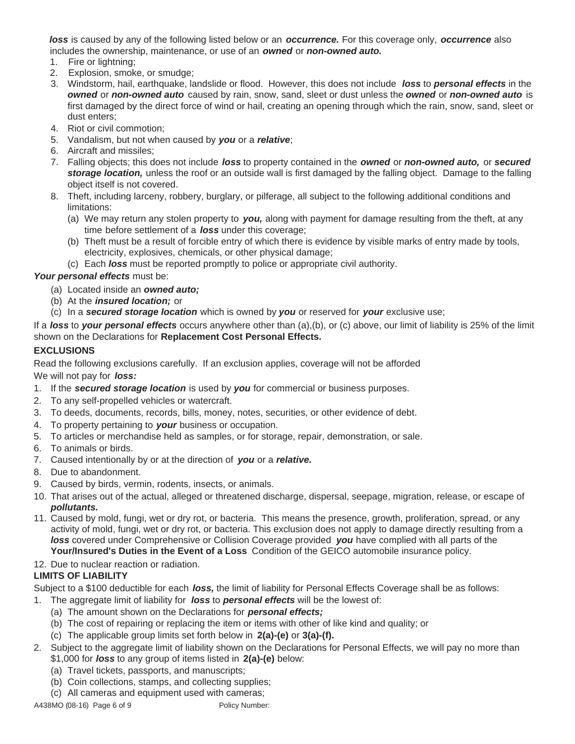***loss*** is caused by any of the following listed below or an ***occurrence.*** For this coverage only, ***occurrence*** also includes the ownership, maintenance, or use of an ***owned*** or ***non-owned auto.***

1. Fire or lightning;
2. Explosion, smoke, or smudge;
3. Windstorm, hail, earthquake, landslide or flood. However, this does not include ***loss*** to ***personal effects*** in the ***owned*** or ***non-owned auto*** caused by rain, snow, sand, sleet or dust unless the ***owned*** or ***non-owned auto*** is first damaged by the direct force of wind or hail, creating an opening through which the rain, snow, sand, sleet or dust enters;
4. Riot or civil commotion;
5. Vandalism, but not when caused by ***you*** or a ***relative***;
6. Aircraft and missiles;
7. Falling objects; this does not include ***loss*** to property contained in the ***owned*** or ***non-owned auto,*** or ***secured storage location,*** unless the roof or an outside wall is first damaged by the falling object. Damage to the falling object itself is not covered.
8. Theft, including larceny, robbery, burglary, or pilferage, all subject to the following additional conditions and limitations:
   (a) We may return any stolen property to ***you,*** along with payment for damage resulting from the theft, at any time before settlement of a ***loss*** under this coverage;
   (b) Theft must be a result of forcible entry of which there is evidence by visible marks of entry made by tools, electricity, explosives, chemicals, or other physical damage;
   (c) Each ***loss*** must be reported promptly to police or appropriate civil authority.

***Your personal effects*** must be:

(a) Located inside an ***owned auto;***
(b) At the ***insured location;*** or
(c) In a ***secured storage location*** which is owned by ***you*** or reserved for ***your*** exclusive use;

If a ***loss*** to ***your personal effects*** occurs anywhere other than (a),(b), or (c) above, our limit of liability is 25% of the limit shown on the Declarations for **Replacement Cost Personal Effects.**

**EXCLUSIONS**

Read the following exclusions carefully. If an exclusion applies, coverage will not be afforded

We will not pay for ***loss:***

1. If the ***secured storage location*** is used by ***you*** for commercial or business purposes.
2. To any self-propelled vehicles or watercraft.
3. To deeds, documents, records, bills, money, notes, securities, or other evidence of debt.
4. To property pertaining to ***your*** business or occupation.
5. To articles or merchandise held as samples, or for storage, repair, demonstration, or sale.
6. To animals or birds.
7. Caused intentionally by or at the direction of ***you*** or a ***relative.***
8. Due to abandonment.
9. Caused by birds, vermin, rodents, insects, or animals.
10. That arises out of the actual, alleged or threatened discharge, dispersal, seepage, migration, release, or escape of ***pollutants.***
11. Caused by mold, fungi, wet or dry rot, or bacteria. This means the presence, growth, proliferation, spread, or any activity of mold, fungi, wet or dry rot, or bacteria. This exclusion does not apply to damage directly resulting from a ***loss*** covered under Comprehensive or Collision Coverage provided ***you*** have complied with all parts of the **Your/Insured's Duties in the Event of a Loss** Condition of the GEICO automobile insurance policy.
12. Due to nuclear reaction or radiation.

**LIMITS OF LIABILITY**

Subject to a $100 deductible for each ***loss,*** the limit of liability for Personal Effects Coverage shall be as follows:

1. The aggregate limit of liability for ***loss*** to ***personal effects*** will be the lowest of:
   (a) The amount shown on the Declarations for ***personal effects;***
   (b) The cost of repairing or replacing the item or items with other of like kind and quality; or
   (c) The applicable group limits set forth below in **2(a)-(e)** or **3(a)-(f).**
2. Subject to the aggregate limit of liability shown on the Declarations for Personal Effects, we will pay no more than $1,000 for ***loss*** to any group of items listed in **2(a)-(e)** below:
   (a) Travel tickets, passports, and manuscripts;
   (b) Coin collections, stamps, and collecting supplies;
   (c) All cameras and equipment used with cameras;

A438MO (08-16) Policy Number: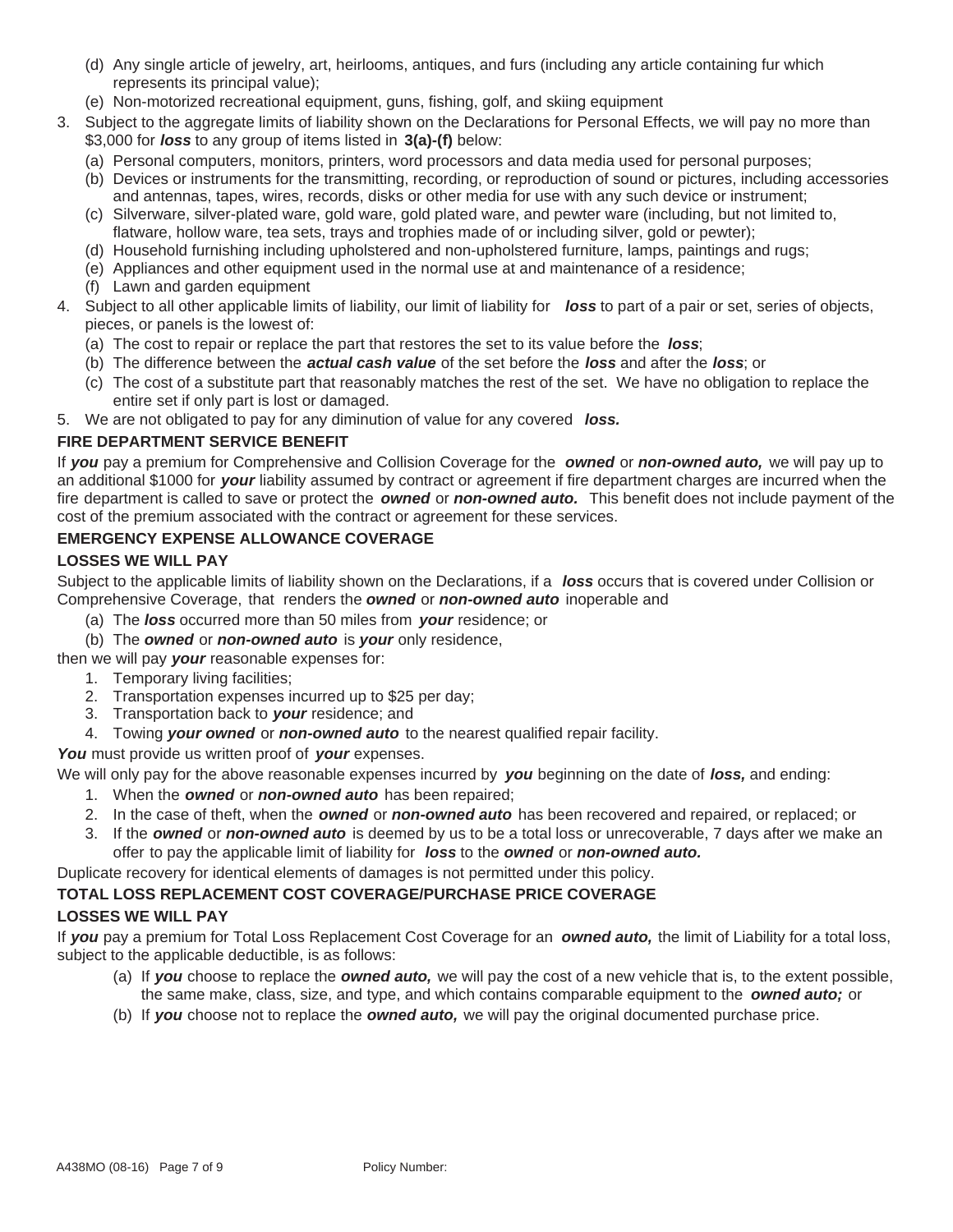(d) Any single article of jewelry, art, heirlooms, antiques, and furs (including any article containing fur which represents its principal value);

(e) Non-motorized recreational equipment, guns, fishing, golf, and skiing equipment

3. Subject to the aggregate limits of liability shown on the Declarations for Personal Effects, we will pay no more than $3,000 for ***loss*** to any group of items listed in **3(a)-(f)** below:
   - (a) Personal computers, monitors, printers, word processors and data media used for personal purposes;
   - (b) Devices or instruments for the transmitting, recording, or reproduction of sound or pictures, including accessories and antennas, tapes, wires, records, disks or other media for use with any such device or instrument;
   - (c) Silverware, silver-plated ware, gold ware, gold plated ware, and pewter ware (including, but not limited to, flatware, hollow ware, tea sets, trays and trophies made of or including silver, gold or pewter);
   - (d) Household furnishing including upholstered and non-upholstered furniture, lamps, paintings and rugs;
   - (e) Appliances and other equipment used in the normal use at and maintenance of a residence;
   - (f) Lawn and garden equipment
4. Subject to all other applicable limits of liability, our limit of liability for ***loss*** to part of a pair or set, series of objects, pieces, or panels is the lowest of:
   - (a) The cost to repair or replace the part that restores the set to its value before the ***loss***;
   - (b) The difference between the ***actual cash value*** of the set before the ***loss*** and after the ***loss***; or
   - (c) The cost of a substitute part that reasonably matches the rest of the set. We have no obligation to replace the entire set if only part is lost or damaged.
5. We are not obligated to pay for any diminution of value for any covered ***loss.***

**FIRE DEPARTMENT SERVICE BENEFIT**

If ***you*** pay a premium for Comprehensive and Collision Coverage for the ***owned*** or ***non-owned auto,*** we will pay up to an additional $1000 for ***your*** liability assumed by contract or agreement if fire department charges are incurred when the fire department is called to save or protect the ***owned*** or ***non-owned auto.*** This benefit does not include payment of the cost of the premium associated with the contract or agreement for these services.

**EMERGENCY EXPENSE ALLOWANCE COVERAGE**

**LOSSES WE WILL PAY**

Subject to the applicable limits of liability shown on the Declarations, if a ***loss*** occurs that is covered under Collision or Comprehensive Coverage, that renders the ***owned*** or ***non-owned auto*** inoperable and

(a) The ***loss*** occurred more than 50 miles from ***your*** residence; or

(b) The ***owned*** or ***non-owned auto*** is ***your*** only residence,

then we will pay ***your*** reasonable expenses for:

1. Temporary living facilities;
2. Transportation expenses incurred up to $25 per day;
3. Transportation back to ***your*** residence; and
4. Towing ***your owned*** or ***non-owned auto*** to the nearest qualified repair facility.

***You*** must provide us written proof of ***your*** expenses.

We will only pay for the above reasonable expenses incurred by ***you*** beginning on the date of ***loss,*** and ending:

1. When the ***owned*** or ***non-owned auto*** has been repaired;
2. In the case of theft, when the ***owned*** or ***non-owned auto*** has been recovered and repaired, or replaced; or
3. If the ***owned*** or ***non-owned auto*** is deemed by us to be a total loss or unrecoverable, 7 days after we make an offer to pay the applicable limit of liability for ***loss*** to the ***owned*** or ***non-owned auto.***

Duplicate recovery for identical elements of damages is not permitted under this policy.

**TOTAL LOSS REPLACEMENT COST COVERAGE/PURCHASE PRICE COVERAGE**

**LOSSES WE WILL PAY**

If ***you*** pay a premium for Total Loss Replacement Cost Coverage for an ***owned auto,*** the limit of Liability for a total loss, subject to the applicable deductible, is as follows:

(a) If ***you*** choose to replace the ***owned auto,*** we will pay the cost of a new vehicle that is, to the extent possible, the same make, class, size, and type, and which contains comparable equipment to the ***owned auto;*** or

(b) If ***you*** choose not to replace the ***owned auto,*** we will pay the original documented purchase price.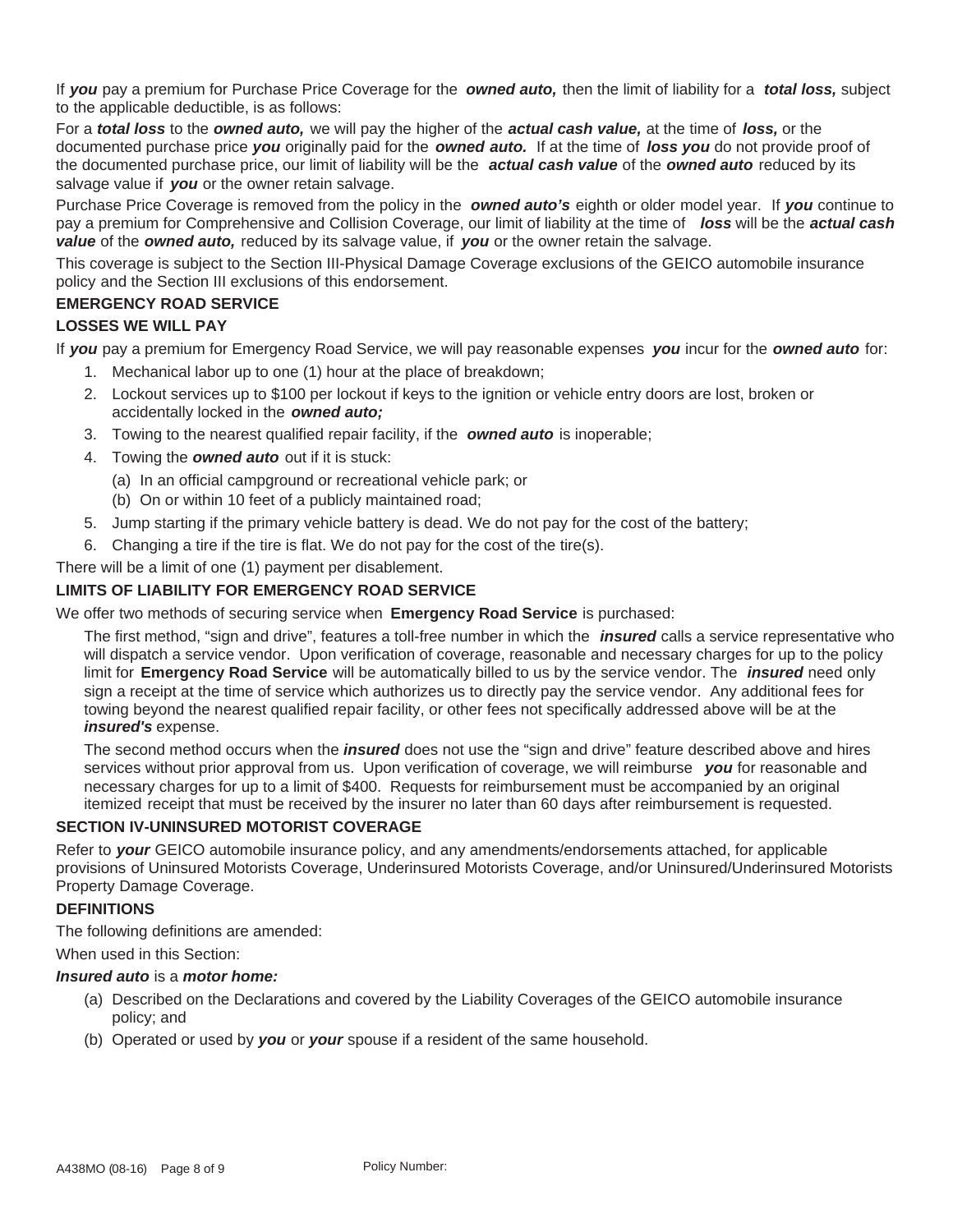If ***you*** pay a premium for Purchase Price Coverage for the ***owned auto,*** then the limit of liability for a ***total loss,*** subject to the applicable deductible, is as follows:

For a ***total loss*** to the ***owned auto,*** we will pay the higher of the ***actual cash value,*** at the time of ***loss,*** or the documented purchase price ***you*** originally paid for the ***owned auto.*** If at the time of ***loss you*** do not provide proof of the documented purchase price, our limit of liability will be the ***actual cash value*** of the ***owned auto*** reduced by its salvage value if ***you*** or the owner retain salvage.

Purchase Price Coverage is removed from the policy in the ***owned auto's*** eighth or older model year. If ***you*** continue to pay a premium for Comprehensive and Collision Coverage, our limit of liability at the time of ***loss*** will be the ***actual cash value*** of the ***owned auto,*** reduced by its salvage value, if ***you*** or the owner retain the salvage.

This coverage is subject to the Section III-Physical Damage Coverage exclusions of the GEICO automobile insurance policy and the Section III exclusions of this endorsement.

**EMERGENCY ROAD SERVICE**

**LOSSES WE WILL PAY**

If ***you*** pay a premium for Emergency Road Service, we will pay reasonable expenses ***you*** incur for the ***owned auto*** for:

1. Mechanical labor up to one (1) hour at the place of breakdown;
2. Lockout services up to $100 per lockout if keys to the ignition or vehicle entry doors are lost, broken or accidentally locked in the ***owned auto;***
3. Towing to the nearest qualified repair facility, if the ***owned auto*** is inoperable;
4. Towing the ***owned auto*** out if it is stuck:
   (a) In an official campground or recreational vehicle park; or
   (b) On or within 10 feet of a publicly maintained road;
5. Jump starting if the primary vehicle battery is dead. We do not pay for the cost of the battery;
6. Changing a tire if the tire is flat. We do not pay for the cost of the tire(s).

There will be a limit of one (1) payment per disablement.

**LIMITS OF LIABILITY FOR EMERGENCY ROAD SERVICE**

We offer two methods of securing service when **Emergency Road Service** is purchased:

The first method, "sign and drive", features a toll-free number in which the ***insured*** calls a service representative who will dispatch a service vendor. Upon verification of coverage, reasonable and necessary charges for up to the policy limit for **Emergency Road Service** will be automatically billed to us by the service vendor. The ***insured*** need only sign a receipt at the time of service which authorizes us to directly pay the service vendor. Any additional fees for towing beyond the nearest qualified repair facility, or other fees not specifically addressed above will be at the ***insured's*** expense.

The second method occurs when the ***insured*** does not use the "sign and drive" feature described above and hires services without prior approval from us. Upon verification of coverage, we will reimburse ***you*** for reasonable and necessary charges for up to a limit of $400. Requests for reimbursement must be accompanied by an original itemized receipt that must be received by the insurer no later than 60 days after reimbursement is requested.

**SECTION IV-UNINSURED MOTORIST COVERAGE**

Refer to ***your*** GEICO automobile insurance policy, and any amendments/endorsements attached, for applicable provisions of Uninsured Motorists Coverage, Underinsured Motorists Coverage, and/or Uninsured/Underinsured Motorists Property Damage Coverage.

**DEFINITIONS**

The following definitions are amended:

When used in this Section:

***Insured auto*** is a ***motor home:***

(a) Described on the Declarations and covered by the Liability Coverages of the GEICO automobile insurance policy; and

(b) Operated or used by ***you*** or ***your*** spouse if a resident of the same household.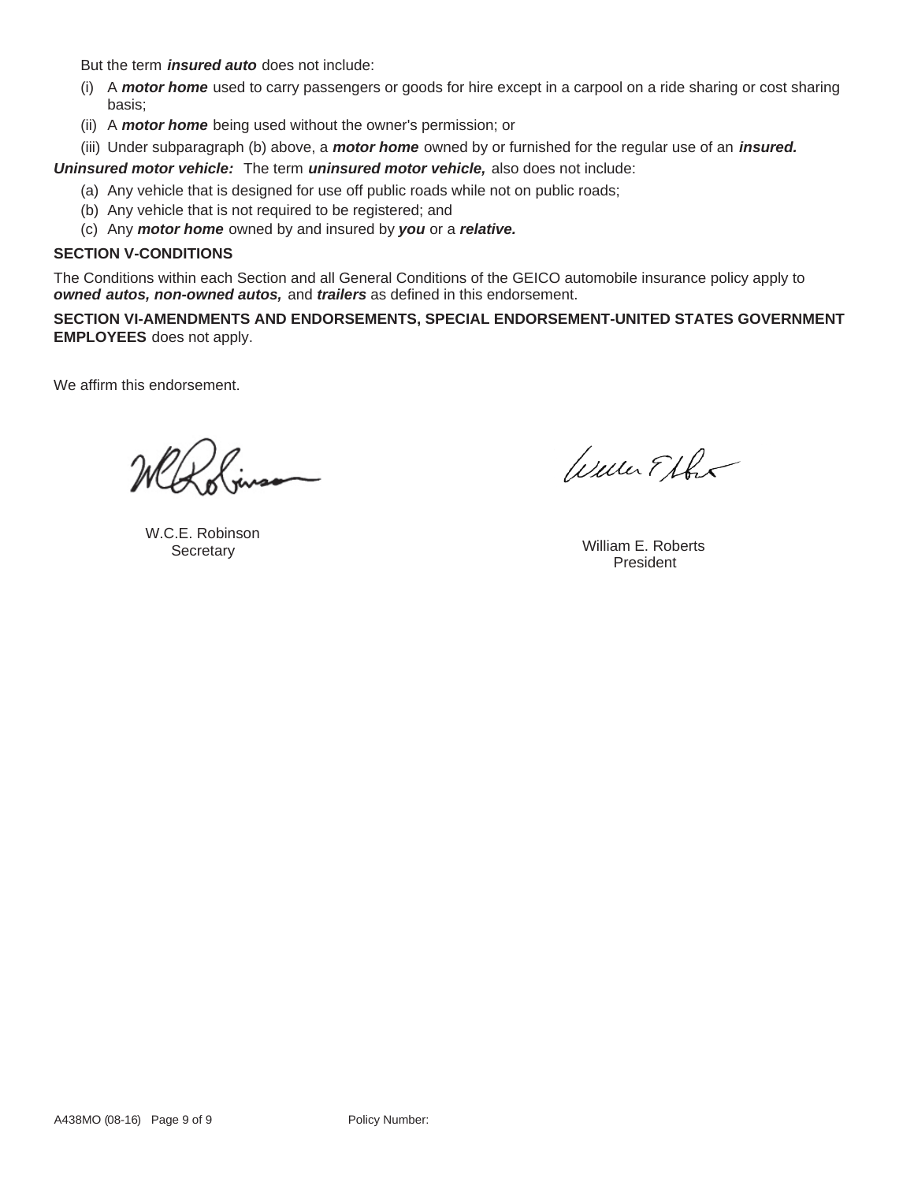But the term ***insured auto*** does not include:

(i) A ***motor home*** used to carry passengers or goods for hire except in a carpool on a ride sharing or cost sharing basis;

(ii) A ***motor home*** being used without the owner's permission; or

(iii) Under subparagraph (b) above, a ***motor home*** owned by or furnished for the regular use of an ***insured.***

***Uninsured motor vehicle:*** The term ***uninsured motor vehicle,*** also does not include:

(a) Any vehicle that is designed for use off public roads while not on public roads;

(b) Any vehicle that is not required to be registered; and

(c) Any ***motor home*** owned by and insured by ***you*** or a ***relative.***

**SECTION V-CONDITIONS**

The Conditions within each Section and all General Conditions of the GEICO automobile insurance policy apply to ***owned autos, non-owned autos,*** and ***trailers*** as defined in this endorsement.

**SECTION VI-AMENDMENTS AND ENDORSEMENTS, SPECIAL ENDORSEMENT-UNITED STATES GOVERNMENT EMPLOYEES** does not apply.

We affirm this endorsement.

W.C.E. Robinson
Secretary

William E. Roberts
President

A438MO (08-16) Policy Number: